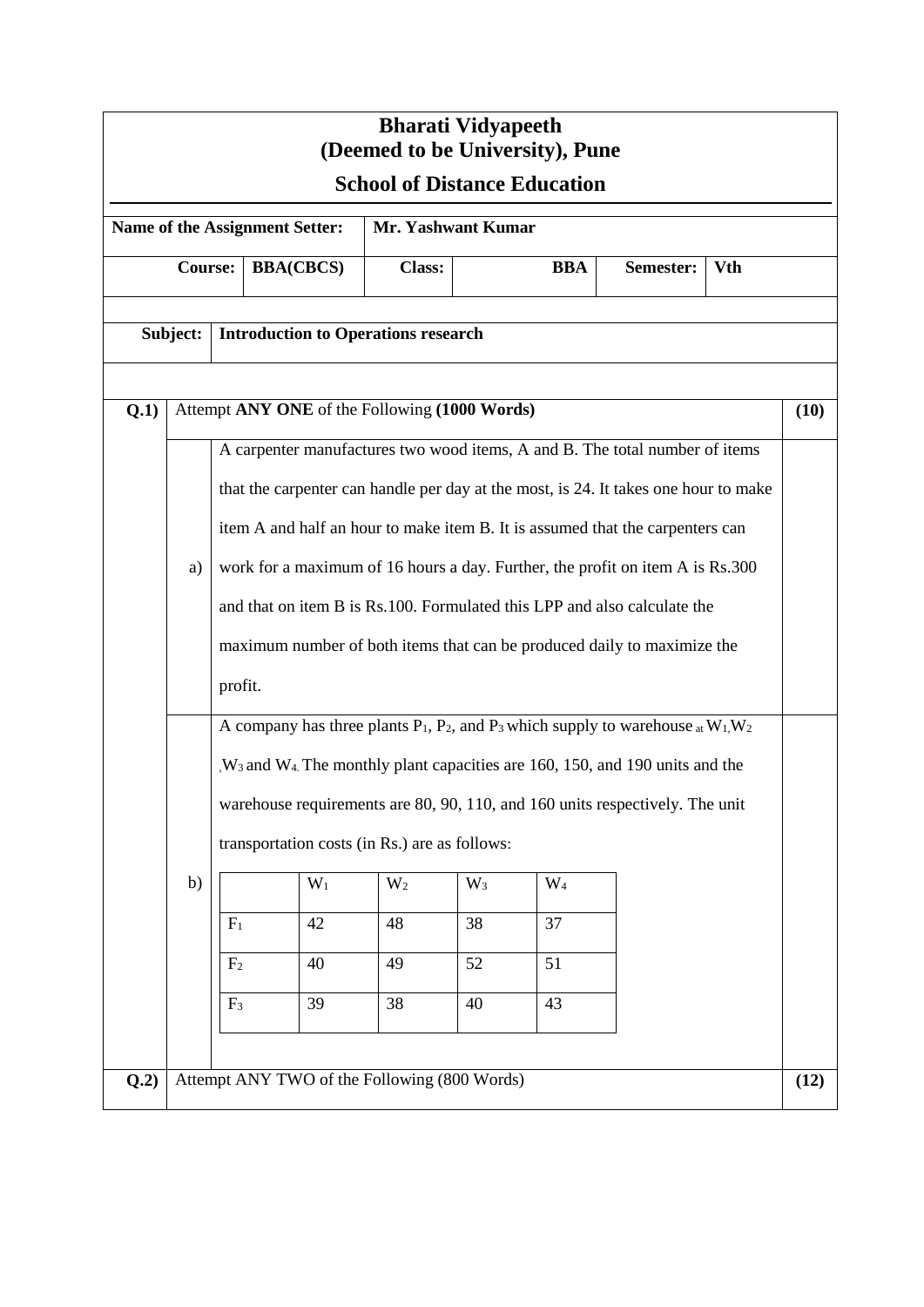# Bharati Vidyapeeth
# (Deemed to be University), Pune

## School of Distance Education

| | |
|---|---|
| **Name of the Assignment Setter:** | **Mr. Yashwant Kumar** |

| **Course:** | **BBA(CBCS)** | **Class:** | **BBA** | **Semester:** | **Vth** |
|---|---|---|---|---|---|

| **Subject:** | **Introduction to Operations research** |
|---|---|

**Q.1)** Attempt **ANY ONE** of the Following **(1000 Words)** **(10)**

a) A carpenter manufactures two wood items, A and B. The total number of items that the carpenter can handle per day at the most, is 24. It takes one hour to make item A and half an hour to make item B. It is assumed that the carpenters can work for a maximum of 16 hours a day. Further, the profit on item A is Rs.300 and that on item B is Rs.100. Formulated this LPP and also calculate the maximum number of both items that can be produced daily to maximize the profit.

b) A company has three plants $P_1$, $P_2$, and $P_3$ which supply to warehouse at $W_1$, $W_2$, $W_3$ and $W_4$. The monthly plant capacities are 160, 150, and 190 units and the warehouse requirements are 80, 90, 110, and 160 units respectively. The unit transportation costs (in Rs.) are as follows:

| | $W_1$ | $W_2$ | $W_3$ | $W_4$ |
|---|---|---|---|---|
| $F_1$ | 42 | 48 | 38 | 37 |
| $F_2$ | 40 | 49 | 52 | 51 |
| $F_3$ | 39 | 38 | 40 | 43 |

**Q.2)** Attempt ANY TWO of the Following (800 Words) **(12)**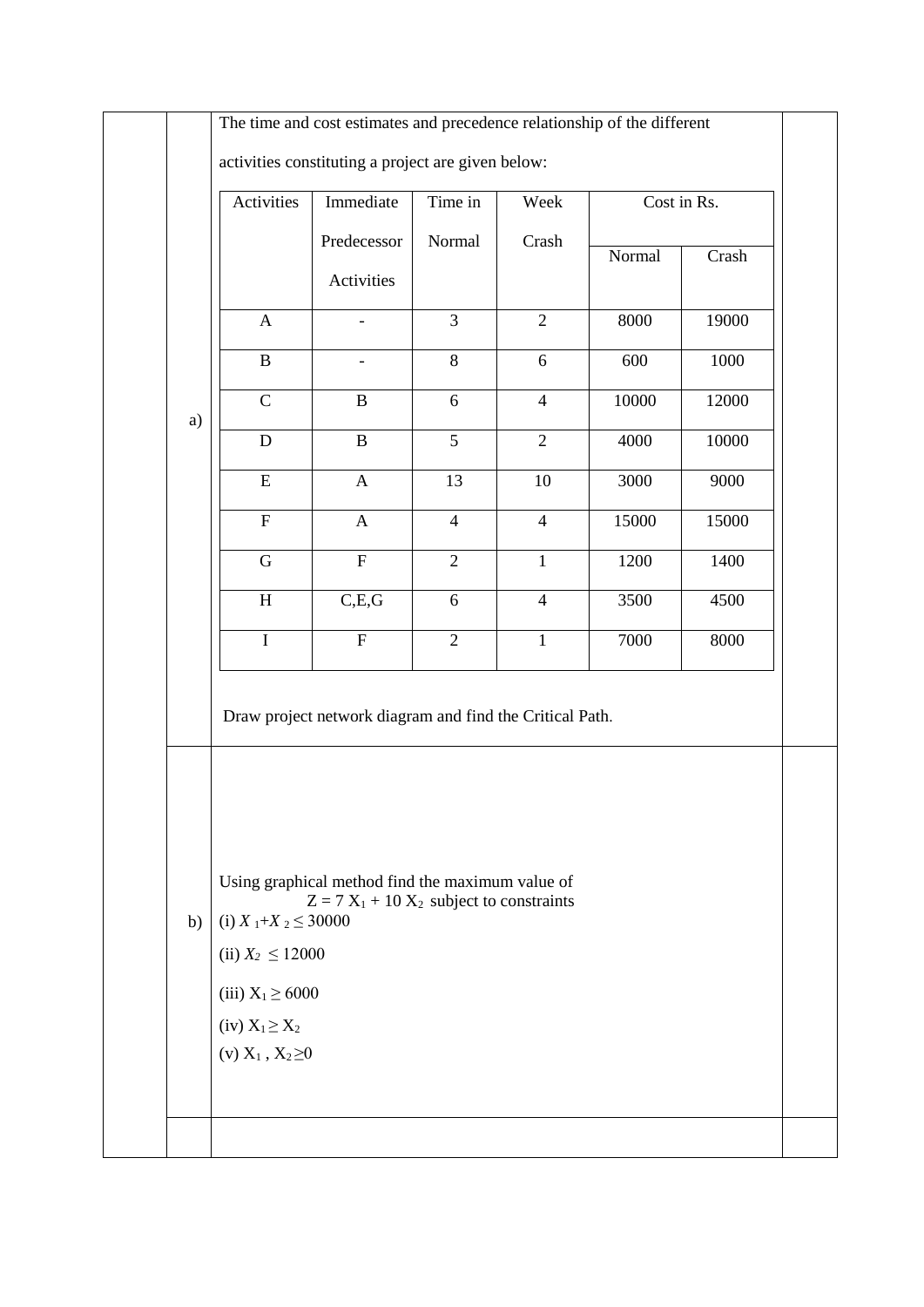a) The time and cost estimates and precedence relationship of the different activities constituting a project are given below:

| Activities | Immediate Predecessor Activities | Time in Normal | Week Crash | Cost in Rs. | |
|---|---|---|---|---|---|
| | | | | Normal | Crash |
| A | - | 3 | 2 | 8000 | 19000 |
| B | - | 8 | 6 | 600 | 1000 |
| C | B | 6 | 4 | 10000 | 12000 |
| D | B | 5 | 2 | 4000 | 10000 |
| E | A | 13 | 10 | 3000 | 9000 |
| F | A | 4 | 4 | 15000 | 15000 |
| G | F | 2 | 1 | 1200 | 1400 |
| H | C,E,G | 6 | 4 | 3500 | 4500 |
| I | F | 2 | 1 | 7000 | 8000 |

Draw project network diagram and find the Critical Path.

b) Using graphical method find the maximum value of

$Z = 7 X_1 + 10 X_2$ subject to constraints

(i) $X_1 + X_2 \leq 30000$

(ii) $X_2 \leq 12000$

(iii) $X_1 \geq 6000$

(iv) $X_1 \geq X_2$

(v) $X_1 , X_2 \geq 0$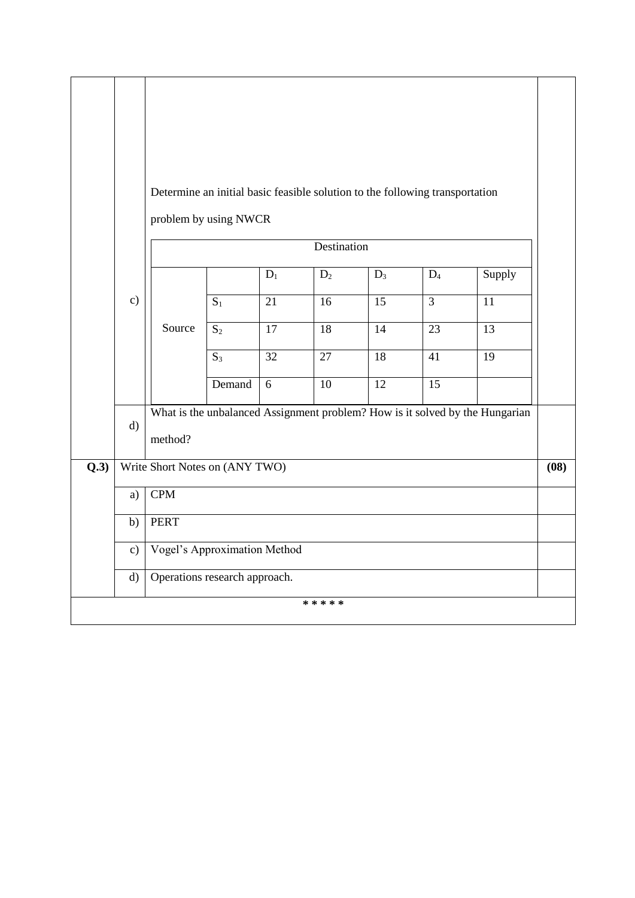c) Determine an initial basic feasible solution to the following transportation problem by using NWCR

| | Destination | | | | | |
|---|---|---|---|---|---|---|
| Source | | $D_1$ | $D_2$ | $D_3$ | $D_4$ | Supply |
| | $S_1$ | 21 | 16 | 15 | 3 | 11 |
| | $S_2$ | 17 | 18 | 14 | 23 | 13 |
| | $S_3$ | 32 | 27 | 18 | 41 | 19 |
| | Demand | 6 | 10 | 12 | 15 | |

d) What is the unbalanced Assignment problem? How is it solved by the Hungarian method?

**Q.3)** Write Short Notes on (ANY TWO) **(08)**

a) CPM

b) PERT

c) Vogel's Approximation Method

d) Operations research approach.

\* \* \* \* \*